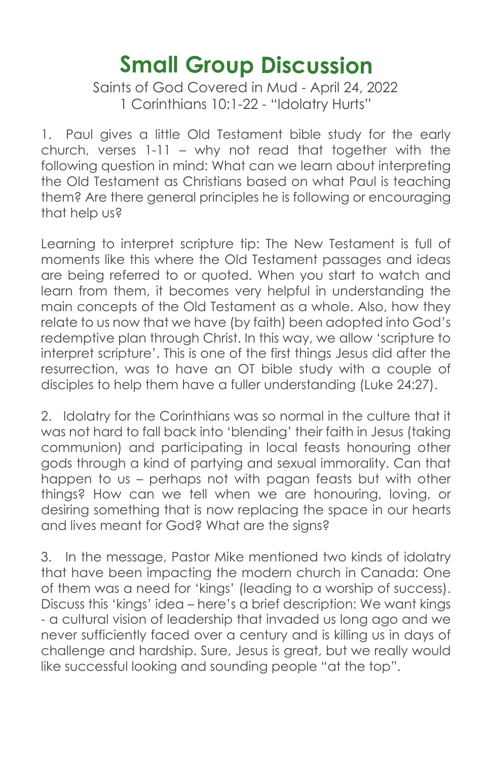# Small Group Discussion

Saints of God Covered in Mud - April 24, 2022
1 Corinthians 10:1-22 - "Idolatry Hurts"

1. Paul gives a little Old Testament bible study for the early church, verses 1-11 – why not read that together with the following question in mind: What can we learn about interpreting the Old Testament as Christians based on what Paul is teaching them? Are there general principles he is following or encouraging that help us?

Learning to interpret scripture tip: The New Testament is full of moments like this where the Old Testament passages and ideas are being referred to or quoted. When you start to watch and learn from them, it becomes very helpful in understanding the main concepts of the Old Testament as a whole. Also, how they relate to us now that we have (by faith) been adopted into God's redemptive plan through Christ. In this way, we allow 'scripture to interpret scripture'. This is one of the first things Jesus did after the resurrection, was to have an OT bible study with a couple of disciples to help them have a fuller understanding (Luke 24:27).

2. Idolatry for the Corinthians was so normal in the culture that it was not hard to fall back into 'blending' their faith in Jesus (taking communion) and participating in local feasts honouring other gods through a kind of partying and sexual immorality. Can that happen to us – perhaps not with pagan feasts but with other things? How can we tell when we are honouring, loving, or desiring something that is now replacing the space in our hearts and lives meant for God? What are the signs?

3. In the message, Pastor Mike mentioned two kinds of idolatry that have been impacting the modern church in Canada: One of them was a need for 'kings' (leading to a worship of success). Discuss this 'kings' idea – here's a brief description: We want kings - a cultural vision of leadership that invaded us long ago and we never sufficiently faced over a century and is killing us in days of challenge and hardship. Sure, Jesus is great, but we really would like successful looking and sounding people "at the top".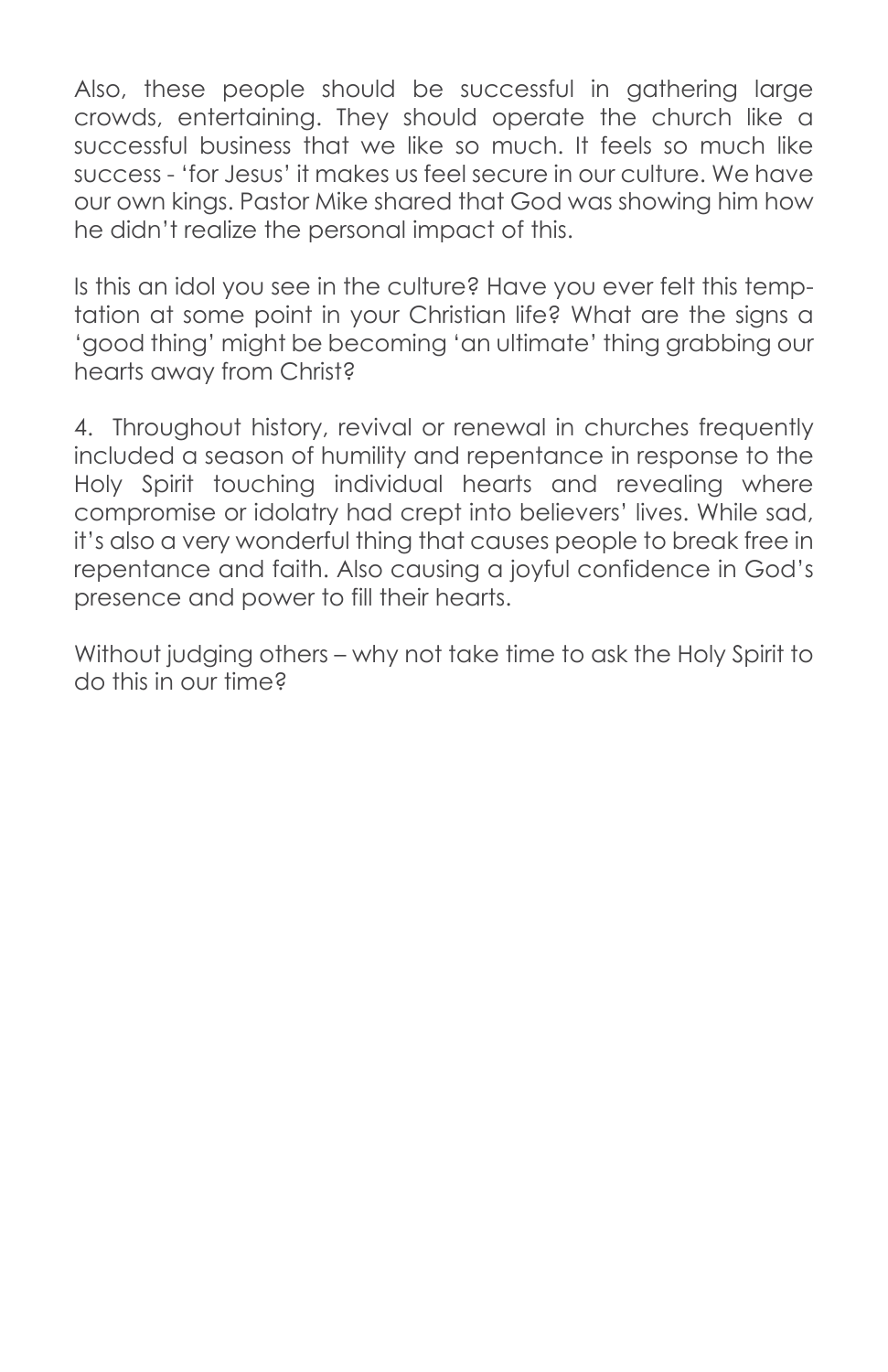Also, these people should be successful in gathering large crowds, entertaining. They should operate the church like a successful business that we like so much. It feels so much like success - 'for Jesus' it makes us feel secure in our culture. We have our own kings. Pastor Mike shared that God was showing him how he didn't realize the personal impact of this.

Is this an idol you see in the culture? Have you ever felt this temptation at some point in your Christian life? What are the signs a 'good thing' might be becoming 'an ultimate' thing grabbing our hearts away from Christ?

4. Throughout history, revival or renewal in churches frequently included a season of humility and repentance in response to the Holy Spirit touching individual hearts and revealing where compromise or idolatry had crept into believers' lives. While sad, it's also a very wonderful thing that causes people to break free in repentance and faith. Also causing a joyful confidence in God's presence and power to fill their hearts.

Without judging others – why not take time to ask the Holy Spirit to do this in our time?